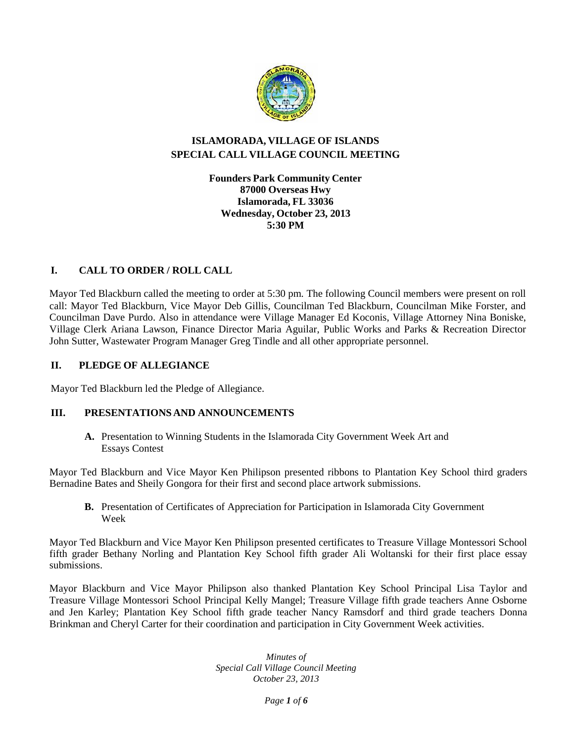# ISLAMORADA, VILLAGE OF ISLANDS
## SPECIAL CALL VILLAGE COUNCIL MEETING

**Founders Park Community Center**
**87000 Overseas Hwy**
**Islamorada, FL 33036**
**Wednesday, October 23, 2013**
**5:30 PM**

### I. CALL TO ORDER / ROLL CALL

Mayor Ted Blackburn called the meeting to order at 5:30 pm. The following Council members were present on roll call: Mayor Ted Blackburn, Vice Mayor Deb Gillis, Councilman Ted Blackburn, Councilman Mike Forster, and Councilman Dave Purdo. Also in attendance were Village Manager Ed Koconis, Village Attorney Nina Boniske, Village Clerk Ariana Lawson, Finance Director Maria Aguilar, Public Works and Parks & Recreation Director John Sutter, Wastewater Program Manager Greg Tindle and all other appropriate personnel.

### II. PLEDGE OF ALLEGIANCE

Mayor Ted Blackburn led the Pledge of Allegiance.

### III. PRESENTATIONS AND ANNOUNCEMENTS

**A.** Presentation to Winning Students in the Islamorada City Government Week Art and Essays Contest

Mayor Ted Blackburn and Vice Mayor Ken Philipson presented ribbons to Plantation Key School third graders Bernadine Bates and Sheily Gongora for their first and second place artwork submissions.

**B.** Presentation of Certificates of Appreciation for Participation in Islamorada City Government Week

Mayor Ted Blackburn and Vice Mayor Ken Philipson presented certificates to Treasure Village Montessori School fifth grader Bethany Norling and Plantation Key School fifth grader Ali Woltanski for their first place essay submissions.

Mayor Blackburn and Vice Mayor Philipson also thanked Plantation Key School Principal Lisa Taylor and Treasure Village Montessori School Principal Kelly Mangel; Treasure Village fifth grade teachers Anne Osborne and Jen Karley; Plantation Key School fifth grade teacher Nancy Ramsdorf and third grade teachers Donna Brinkman and Cheryl Carter for their coordination and participation in City Government Week activities.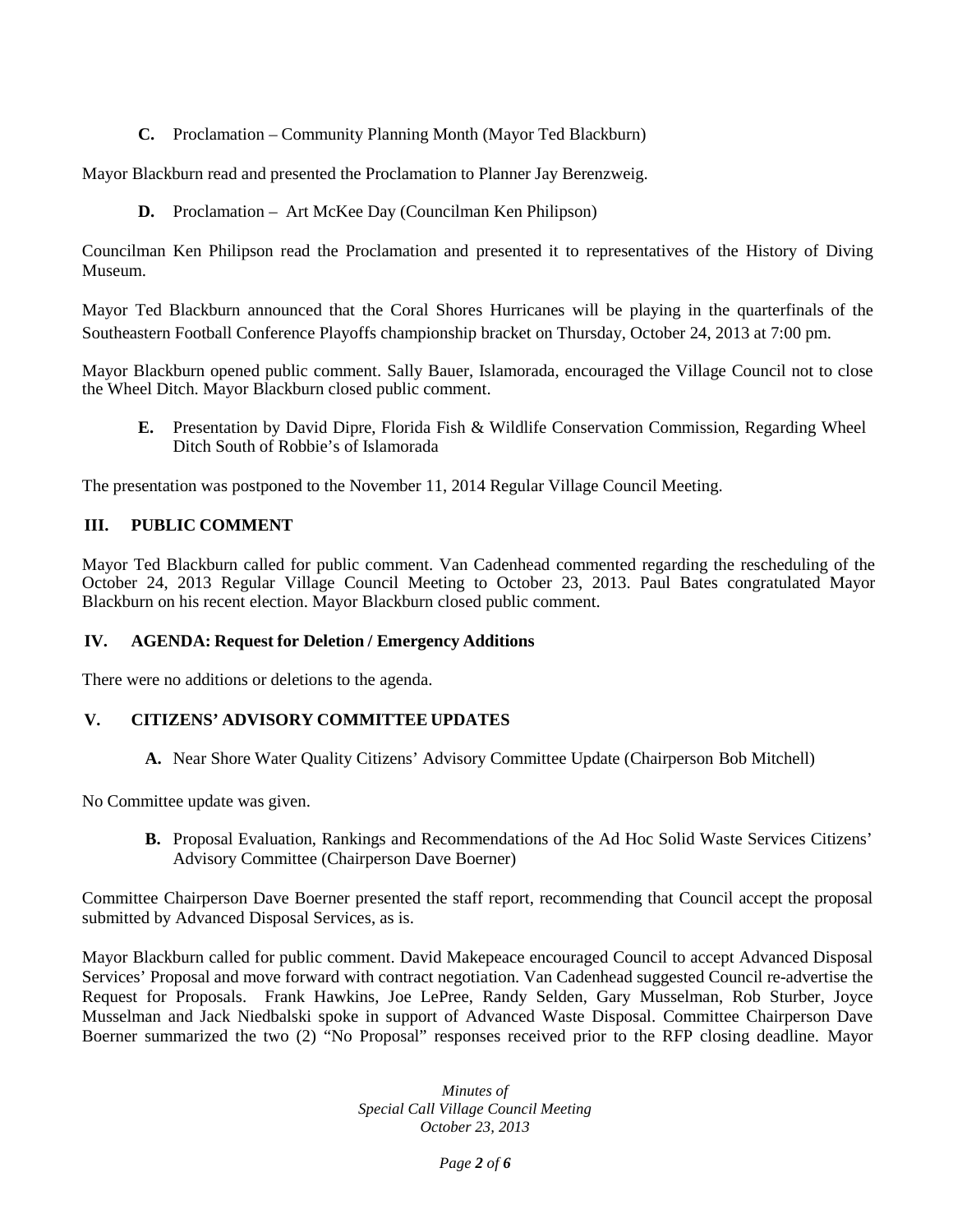**C.** Proclamation – Community Planning Month (Mayor Ted Blackburn)

Mayor Blackburn read and presented the Proclamation to Planner Jay Berenzweig.

**D.** Proclamation – Art McKee Day (Councilman Ken Philipson)

Councilman Ken Philipson read the Proclamation and presented it to representatives of the History of Diving Museum.

Mayor Ted Blackburn announced that the Coral Shores Hurricanes will be playing in the quarterfinals of the Southeastern Football Conference Playoffs championship bracket on Thursday, October 24, 2013 at 7:00 pm.

Mayor Blackburn opened public comment. Sally Bauer, Islamorada, encouraged the Village Council not to close the Wheel Ditch. Mayor Blackburn closed public comment.

**E.** Presentation by David Dipre, Florida Fish & Wildlife Conservation Commission, Regarding Wheel Ditch South of Robbie's of Islamorada

The presentation was postponed to the November 11, 2014 Regular Village Council Meeting.

## III. PUBLIC COMMENT

Mayor Ted Blackburn called for public comment. Van Cadenhead commented regarding the rescheduling of the October 24, 2013 Regular Village Council Meeting to October 23, 2013. Paul Bates congratulated Mayor Blackburn on his recent election. Mayor Blackburn closed public comment.

## IV. AGENDA: Request for Deletion / Emergency Additions

There were no additions or deletions to the agenda.

## V. CITIZENS' ADVISORY COMMITTEE UPDATES

**A.** Near Shore Water Quality Citizens' Advisory Committee Update (Chairperson Bob Mitchell)

No Committee update was given.

**B.** Proposal Evaluation, Rankings and Recommendations of the Ad Hoc Solid Waste Services Citizens' Advisory Committee (Chairperson Dave Boerner)

Committee Chairperson Dave Boerner presented the staff report, recommending that Council accept the proposal submitted by Advanced Disposal Services, as is.

Mayor Blackburn called for public comment. David Makepeace encouraged Council to accept Advanced Disposal Services' Proposal and move forward with contract negotiation. Van Cadenhead suggested Council re-advertise the Request for Proposals. Frank Hawkins, Joe LePree, Randy Selden, Gary Musselman, Rob Sturber, Joyce Musselman and Jack Niedbalski spoke in support of Advanced Waste Disposal. Committee Chairperson Dave Boerner summarized the two (2) "No Proposal" responses received prior to the RFP closing deadline. Mayor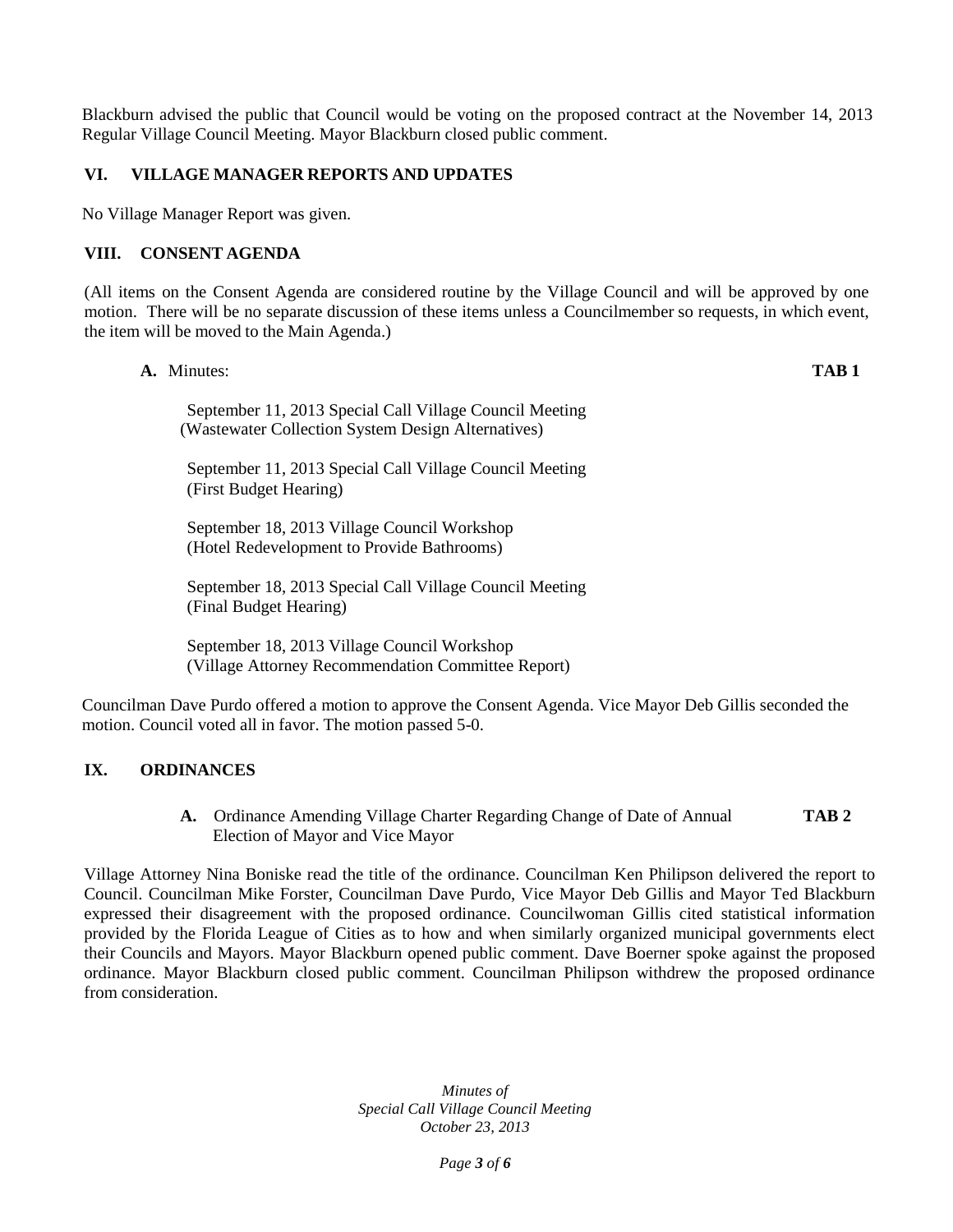Blackburn advised the public that Council would be voting on the proposed contract at the November 14, 2013 Regular Village Council Meeting. Mayor Blackburn closed public comment.

## VI. VILLAGE MANAGER REPORTS AND UPDATES

No Village Manager Report was given.

## VIII. CONSENT AGENDA

(All items on the Consent Agenda are considered routine by the Village Council and will be approved by one motion. There will be no separate discussion of these items unless a Councilmember so requests, in which event, the item will be moved to the Main Agenda.)

**A.** Minutes: **TAB 1**

September 11, 2013 Special Call Village Council Meeting
(Wastewater Collection System Design Alternatives)

September 11, 2013 Special Call Village Council Meeting
(First Budget Hearing)

September 18, 2013 Village Council Workshop
(Hotel Redevelopment to Provide Bathrooms)

September 18, 2013 Special Call Village Council Meeting
(Final Budget Hearing)

September 18, 2013 Village Council Workshop
(Village Attorney Recommendation Committee Report)

Councilman Dave Purdo offered a motion to approve the Consent Agenda. Vice Mayor Deb Gillis seconded the motion. Council voted all in favor. The motion passed 5-0.

## IX. ORDINANCES

**A.** Ordinance Amending Village Charter Regarding Change of Date of Annual Election of Mayor and Vice Mayor **TAB 2**

Village Attorney Nina Boniske read the title of the ordinance. Councilman Ken Philipson delivered the report to Council. Councilman Mike Forster, Councilman Dave Purdo, Vice Mayor Deb Gillis and Mayor Ted Blackburn expressed their disagreement with the proposed ordinance. Councilwoman Gillis cited statistical information provided by the Florida League of Cities as to how and when similarly organized municipal governments elect their Councils and Mayors. Mayor Blackburn opened public comment. Dave Boerner spoke against the proposed ordinance. Mayor Blackburn closed public comment. Councilman Philipson withdrew the proposed ordinance from consideration.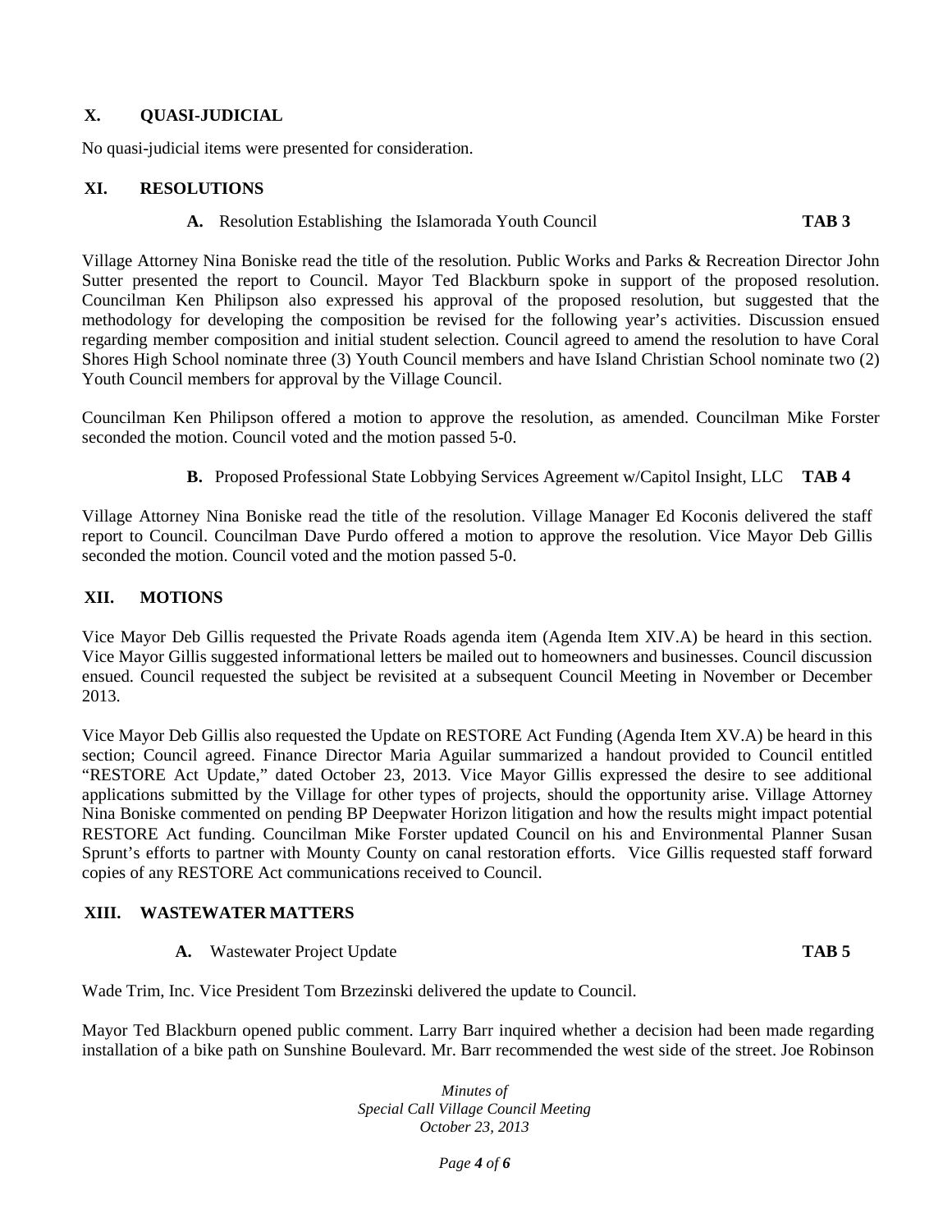## X. QUASI-JUDICIAL

No quasi-judicial items were presented for consideration.

## XI. RESOLUTIONS

**A.** Resolution Establishing the Islamorada Youth Council **TAB 3**

Village Attorney Nina Boniske read the title of the resolution. Public Works and Parks & Recreation Director John Sutter presented the report to Council. Mayor Ted Blackburn spoke in support of the proposed resolution. Councilman Ken Philipson also expressed his approval of the proposed resolution, but suggested that the methodology for developing the composition be revised for the following year's activities. Discussion ensued regarding member composition and initial student selection. Council agreed to amend the resolution to have Coral Shores High School nominate three (3) Youth Council members and have Island Christian School nominate two (2) Youth Council members for approval by the Village Council.

Councilman Ken Philipson offered a motion to approve the resolution, as amended. Councilman Mike Forster seconded the motion. Council voted and the motion passed 5-0.

**B.** Proposed Professional State Lobbying Services Agreement w/Capitol Insight, LLC **TAB 4**

Village Attorney Nina Boniske read the title of the resolution. Village Manager Ed Koconis delivered the staff report to Council. Councilman Dave Purdo offered a motion to approve the resolution. Vice Mayor Deb Gillis seconded the motion. Council voted and the motion passed 5-0.

## XII. MOTIONS

Vice Mayor Deb Gillis requested the Private Roads agenda item (Agenda Item XIV.A) be heard in this section. Vice Mayor Gillis suggested informational letters be mailed out to homeowners and businesses. Council discussion ensued. Council requested the subject be revisited at a subsequent Council Meeting in November or December 2013.

Vice Mayor Deb Gillis also requested the Update on RESTORE Act Funding (Agenda Item XV.A) be heard in this section; Council agreed. Finance Director Maria Aguilar summarized a handout provided to Council entitled "RESTORE Act Update," dated October 23, 2013. Vice Mayor Gillis expressed the desire to see additional applications submitted by the Village for other types of projects, should the opportunity arise. Village Attorney Nina Boniske commented on pending BP Deepwater Horizon litigation and how the results might impact potential RESTORE Act funding. Councilman Mike Forster updated Council on his and Environmental Planner Susan Sprunt's efforts to partner with Mounty County on canal restoration efforts. Vice Gillis requested staff forward copies of any RESTORE Act communications received to Council.

## XIII. WASTEWATER MATTERS

**A.** Wastewater Project Update **TAB 5**

Wade Trim, Inc. Vice President Tom Brzezinski delivered the update to Council.

Mayor Ted Blackburn opened public comment. Larry Barr inquired whether a decision had been made regarding installation of a bike path on Sunshine Boulevard. Mr. Barr recommended the west side of the street. Joe Robinson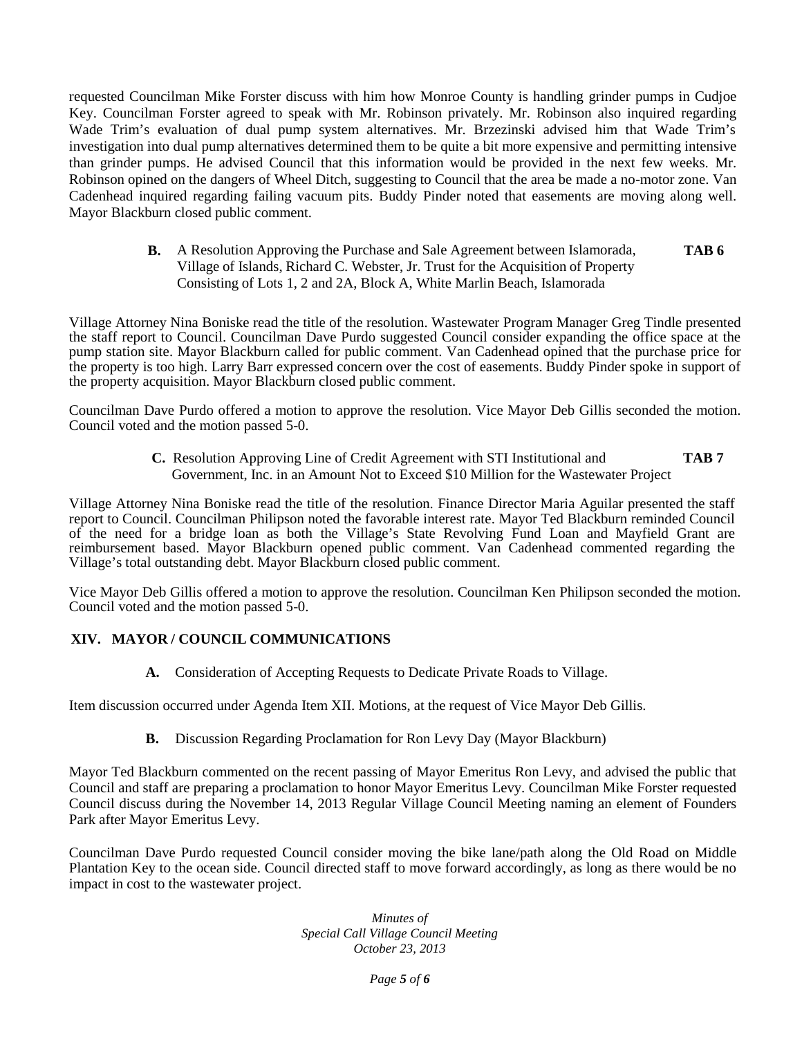requested Councilman Mike Forster discuss with him how Monroe County is handling grinder pumps in Cudjoe Key. Councilman Forster agreed to speak with Mr. Robinson privately. Mr. Robinson also inquired regarding Wade Trim's evaluation of dual pump system alternatives. Mr. Brzezinski advised him that Wade Trim's investigation into dual pump alternatives determined them to be quite a bit more expensive and permitting intensive than grinder pumps. He advised Council that this information would be provided in the next few weeks. Mr. Robinson opined on the dangers of Wheel Ditch, suggesting to Council that the area be made a no-motor zone. Van Cadenhead inquired regarding failing vacuum pits. Buddy Pinder noted that easements are moving along well. Mayor Blackburn closed public comment.

**B.** A Resolution Approving the Purchase and Sale Agreement between Islamorada, Village of Islands, Richard C. Webster, Jr. Trust for the Acquisition of Property Consisting of Lots 1, 2 and 2A, Block A, White Marlin Beach, Islamorada **TAB 6**

Village Attorney Nina Boniske read the title of the resolution. Wastewater Program Manager Greg Tindle presented the staff report to Council. Councilman Dave Purdo suggested Council consider expanding the office space at the pump station site. Mayor Blackburn called for public comment. Van Cadenhead opined that the purchase price for the property is too high. Larry Barr expressed concern over the cost of easements. Buddy Pinder spoke in support of the property acquisition. Mayor Blackburn closed public comment.

Councilman Dave Purdo offered a motion to approve the resolution. Vice Mayor Deb Gillis seconded the motion. Council voted and the motion passed 5-0.

**C.** Resolution Approving Line of Credit Agreement with STI Institutional and Government, Inc. in an Amount Not to Exceed \$10 Million for the Wastewater Project **TAB 7**

Village Attorney Nina Boniske read the title of the resolution. Finance Director Maria Aguilar presented the staff report to Council. Councilman Philipson noted the favorable interest rate. Mayor Ted Blackburn reminded Council of the need for a bridge loan as both the Village's State Revolving Fund Loan and Mayfield Grant are reimbursement based. Mayor Blackburn opened public comment. Van Cadenhead commented regarding the Village's total outstanding debt. Mayor Blackburn closed public comment.

Vice Mayor Deb Gillis offered a motion to approve the resolution. Councilman Ken Philipson seconded the motion. Council voted and the motion passed 5-0.

## XIV. MAYOR / COUNCIL COMMUNICATIONS

**A.** Consideration of Accepting Requests to Dedicate Private Roads to Village.

Item discussion occurred under Agenda Item XII. Motions, at the request of Vice Mayor Deb Gillis.

**B.** Discussion Regarding Proclamation for Ron Levy Day (Mayor Blackburn)

Mayor Ted Blackburn commented on the recent passing of Mayor Emeritus Ron Levy, and advised the public that Council and staff are preparing a proclamation to honor Mayor Emeritus Levy. Councilman Mike Forster requested Council discuss during the November 14, 2013 Regular Village Council Meeting naming an element of Founders Park after Mayor Emeritus Levy.

Councilman Dave Purdo requested Council consider moving the bike lane/path along the Old Road on Middle Plantation Key to the ocean side. Council directed staff to move forward accordingly, as long as there would be no impact in cost to the wastewater project.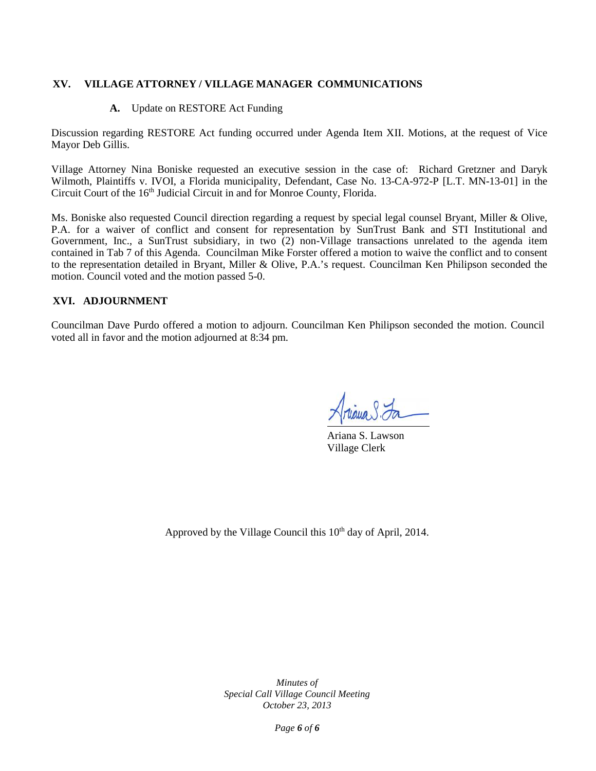## XV. VILLAGE ATTORNEY / VILLAGE MANAGER COMMUNICATIONS

**A.** Update on RESTORE Act Funding

Discussion regarding RESTORE Act funding occurred under Agenda Item XII. Motions, at the request of Vice Mayor Deb Gillis.

Village Attorney Nina Boniske requested an executive session in the case of: Richard Gretzner and Daryk Wilmoth, Plaintiffs v. IVOI, a Florida municipality, Defendant, Case No. 13-CA-972-P [L.T. MN-13-01] in the Circuit Court of the 16th Judicial Circuit in and for Monroe County, Florida.

Ms. Boniske also requested Council direction regarding a request by special legal counsel Bryant, Miller & Olive, P.A. for a waiver of conflict and consent for representation by SunTrust Bank and STI Institutional and Government, Inc., a SunTrust subsidiary, in two (2) non-Village transactions unrelated to the agenda item contained in Tab 7 of this Agenda. Councilman Mike Forster offered a motion to waive the conflict and to consent to the representation detailed in Bryant, Miller & Olive, P.A.'s request. Councilman Ken Philipson seconded the motion. Council voted and the motion passed 5-0.

## XVI. ADJOURNMENT

Councilman Dave Purdo offered a motion to adjourn. Councilman Ken Philipson seconded the motion. Council voted all in favor and the motion adjourned at 8:34 pm.

Ariana S. Lawson
Village Clerk

Approved by the Village Council this 10th day of April, 2014.

*Minutes of*
*Special Call Village Council Meeting*
*October 23, 2013*